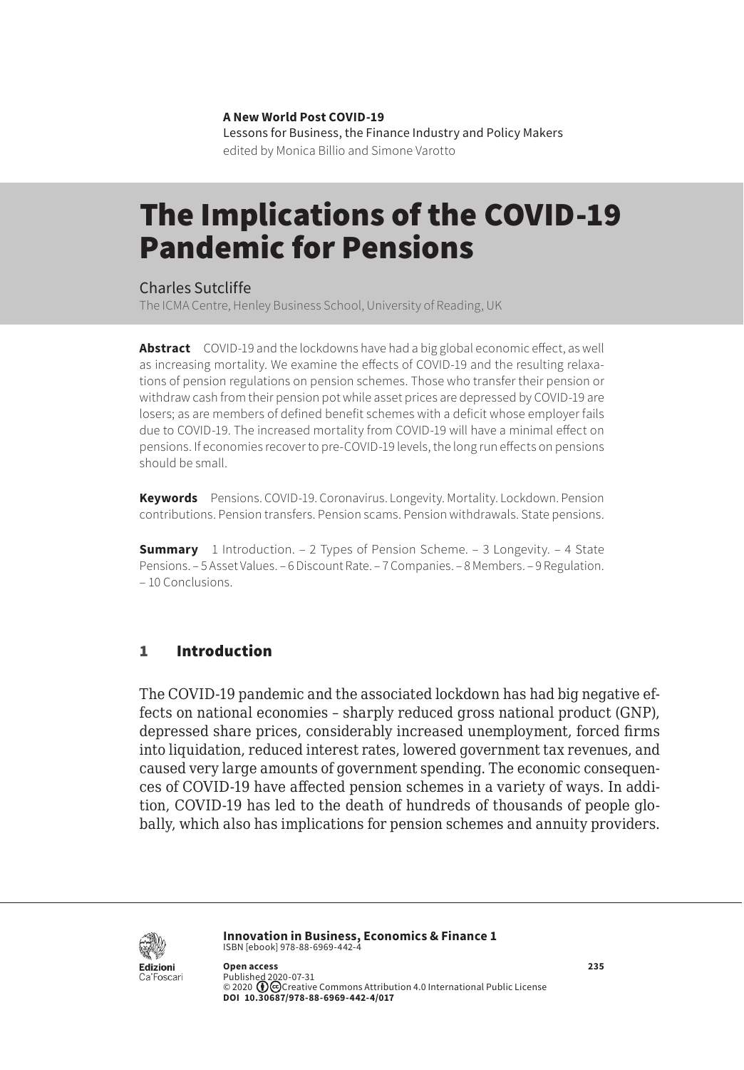**A New World Post COVID-19**
Lessons for Business, the Finance Industry and Policy Makers
edited by Monica Billio and Simone Varotto

# The Implications of the COVID-19 Pandemic for Pensions

Charles Sutcliffe
The ICMA Centre, Henley Business School, University of Reading, UK

**Abstract** COVID-19 and the lockdowns have had a big global economic effect, as well as increasing mortality. We examine the effects of COVID-19 and the resulting relaxations of pension regulations on pension schemes. Those who transfer their pension or withdraw cash from their pension pot while asset prices are depressed by COVID-19 are losers; as are members of defined benefit schemes with a deficit whose employer fails due to COVID-19. The increased mortality from COVID-19 will have a minimal effect on pensions. If economies recover to pre-COVID-19 levels, the long run effects on pensions should be small.

**Keywords** Pensions. COVID-19. Coronavirus. Longevity. Mortality. Lockdown. Pension contributions. Pension transfers. Pension scams. Pension withdrawals. State pensions.

**Summary** 1 Introduction. – 2 Types of Pension Scheme. – 3 Longevity. – 4 State Pensions. – 5 Asset Values. – 6 Discount Rate. – 7 Companies. – 8 Members. – 9 Regulation. – 10 Conclusions.

## 1 Introduction

The COVID-19 pandemic and the associated lockdown has had big negative effects on national economies – sharply reduced gross national product (GNP), depressed share prices, considerably increased unemployment, forced firms into liquidation, reduced interest rates, lowered government tax revenues, and caused very large amounts of government spending. The economic consequences of COVID-19 have affected pension schemes in a variety of ways. In addition, COVID-19 has led to the death of hundreds of thousands of people globally, which also has implications for pension schemes and annuity providers.

**Innovation in Business, Economics & Finance 1**
ISBN [ebook] 978-88-6969-442-4

**Open access**
Published 2020-07-31
© 2020 Creative Commons Attribution 4.0 International Public License
**DOI 10.30687/978-88-6969-442-4/017**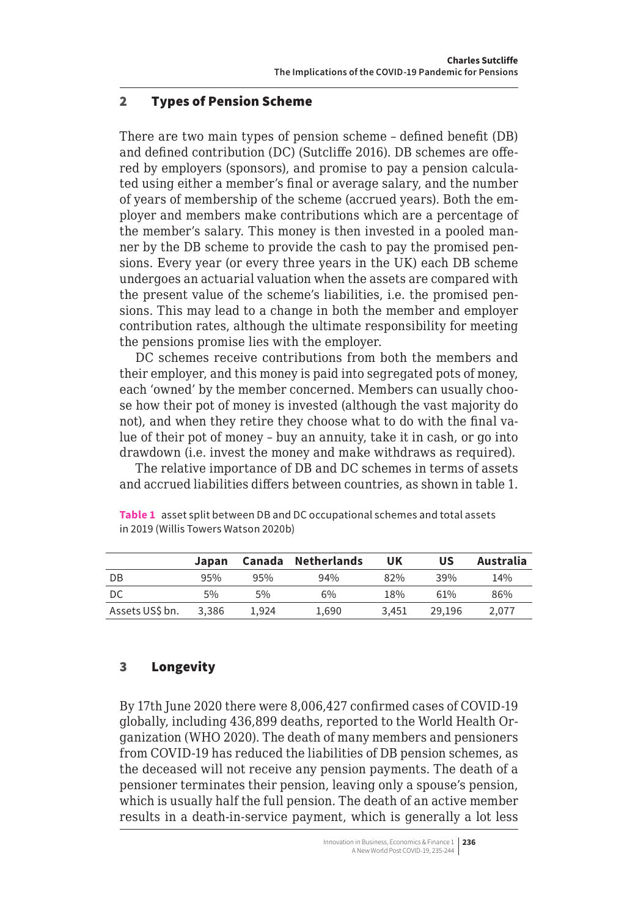## 2 Types of Pension Scheme

There are two main types of pension scheme – defined benefit (DB) and defined contribution (DC) (Sutcliffe 2016). DB schemes are offered by employers (sponsors), and promise to pay a pension calculated using either a member's final or average salary, and the number of years of membership of the scheme (accrued years). Both the employer and members make contributions which are a percentage of the member's salary. This money is then invested in a pooled manner by the DB scheme to provide the cash to pay the promised pensions. Every year (or every three years in the UK) each DB scheme undergoes an actuarial valuation when the assets are compared with the present value of the scheme's liabilities, i.e. the promised pensions. This may lead to a change in both the member and employer contribution rates, although the ultimate responsibility for meeting the pensions promise lies with the employer.

DC schemes receive contributions from both the members and their employer, and this money is paid into segregated pots of money, each 'owned' by the member concerned. Members can usually choose how their pot of money is invested (although the vast majority do not), and when they retire they choose what to do with the final value of their pot of money – buy an annuity, take it in cash, or go into drawdown (i.e. invest the money and make withdraws as required).

The relative importance of DB and DC schemes in terms of assets and accrued liabilities differs between countries, as shown in table 1.

**Table 1** asset split between DB and DC occupational schemes and total assets in 2019 (Willis Towers Watson 2020b)

| | Japan | Canada | Netherlands | UK | US | Australia |
|---|---|---|---|---|---|---|
| DB | 95% | 95% | 94% | 82% | 39% | 14% |
| DC | 5% | 5% | 6% | 18% | 61% | 86% |
| Assets US$ bn. | 3,386 | 1,924 | 1,690 | 3,451 | 29,196 | 2,077 |

## 3 Longevity

By 17th June 2020 there were 8,006,427 confirmed cases of COVID-19 globally, including 436,899 deaths, reported to the World Health Organization (WHO 2020). The death of many members and pensioners from COVID-19 has reduced the liabilities of DB pension schemes, as the deceased will not receive any pension payments. The death of a pensioner terminates their pension, leaving only a spouse's pension, which is usually half the full pension. The death of an active member results in a death-in-service payment, which is generally a lot less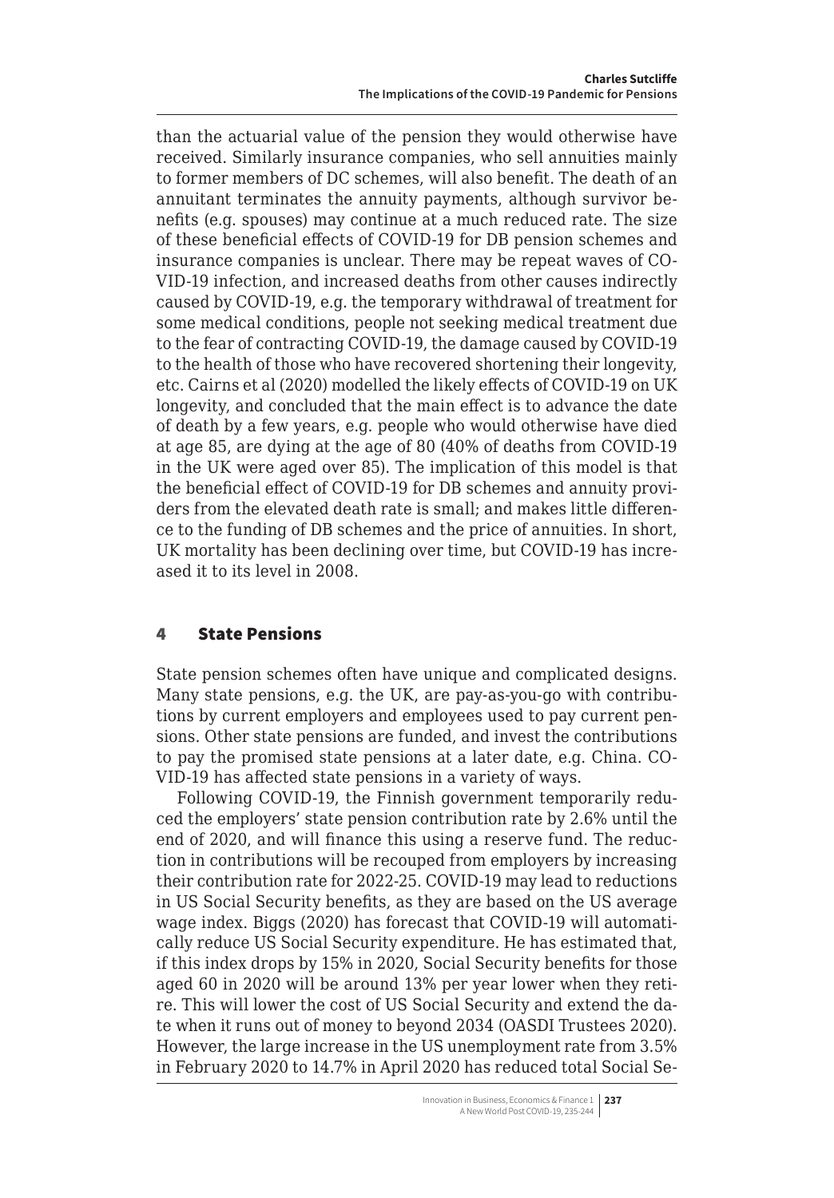than the actuarial value of the pension they would otherwise have received. Similarly insurance companies, who sell annuities mainly to former members of DC schemes, will also benefit. The death of an annuitant terminates the annuity payments, although survivor benefits (e.g. spouses) may continue at a much reduced rate. The size of these beneficial effects of COVID-19 for DB pension schemes and insurance companies is unclear. There may be repeat waves of COVID-19 infection, and increased deaths from other causes indirectly caused by COVID-19, e.g. the temporary withdrawal of treatment for some medical conditions, people not seeking medical treatment due to the fear of contracting COVID-19, the damage caused by COVID-19 to the health of those who have recovered shortening their longevity, etc. Cairns et al (2020) modelled the likely effects of COVID-19 on UK longevity, and concluded that the main effect is to advance the date of death by a few years, e.g. people who would otherwise have died at age 85, are dying at the age of 80 (40% of deaths from COVID-19 in the UK were aged over 85). The implication of this model is that the beneficial effect of COVID-19 for DB schemes and annuity providers from the elevated death rate is small; and makes little difference to the funding of DB schemes and the price of annuities. In short, UK mortality has been declining over time, but COVID-19 has increased it to its level in 2008.

## 4 State Pensions

State pension schemes often have unique and complicated designs. Many state pensions, e.g. the UK, are pay-as-you-go with contributions by current employers and employees used to pay current pensions. Other state pensions are funded, and invest the contributions to pay the promised state pensions at a later date, e.g. China. COVID-19 has affected state pensions in a variety of ways.

Following COVID-19, the Finnish government temporarily reduced the employers' state pension contribution rate by 2.6% until the end of 2020, and will finance this using a reserve fund. The reduction in contributions will be recouped from employers by increasing their contribution rate for 2022-25. COVID-19 may lead to reductions in US Social Security benefits, as they are based on the US average wage index. Biggs (2020) has forecast that COVID-19 will automatically reduce US Social Security expenditure. He has estimated that, if this index drops by 15% in 2020, Social Security benefits for those aged 60 in 2020 will be around 13% per year lower when they retire. This will lower the cost of US Social Security and extend the date when it runs out of money to beyond 2034 (OASDI Trustees 2020). However, the large increase in the US unemployment rate from 3.5% in February 2020 to 14.7% in April 2020 has reduced total Social Se-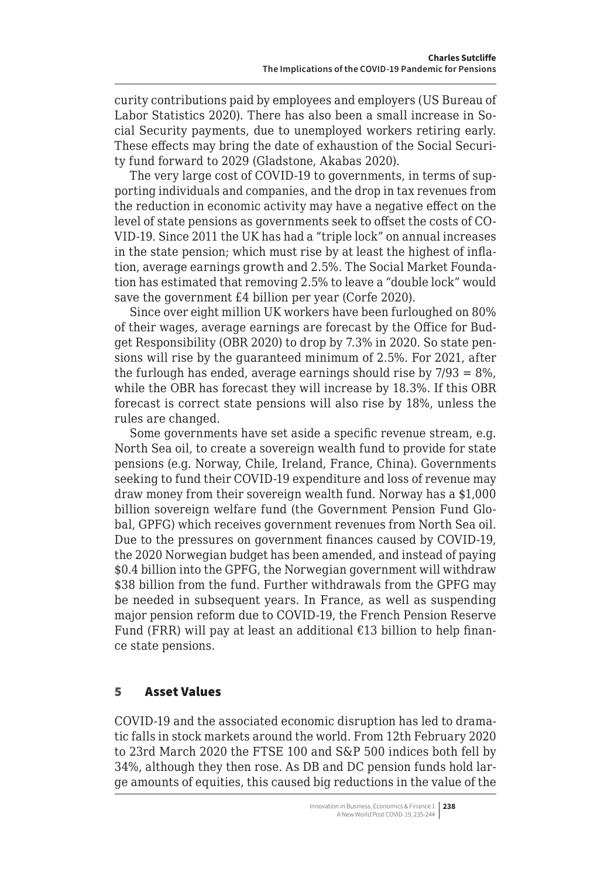curity contributions paid by employees and employers (US Bureau of Labor Statistics 2020). There has also been a small increase in Social Security payments, due to unemployed workers retiring early. These effects may bring the date of exhaustion of the Social Security fund forward to 2029 (Gladstone, Akabas 2020).

The very large cost of COVID-19 to governments, in terms of supporting individuals and companies, and the drop in tax revenues from the reduction in economic activity may have a negative effect on the level of state pensions as governments seek to offset the costs of COVID-19. Since 2011 the UK has had a "triple lock" on annual increases in the state pension; which must rise by at least the highest of inflation, average earnings growth and 2.5%. The Social Market Foundation has estimated that removing 2.5% to leave a "double lock" would save the government £4 billion per year (Corfe 2020).

Since over eight million UK workers have been furloughed on 80% of their wages, average earnings are forecast by the Office for Budget Responsibility (OBR 2020) to drop by 7.3% in 2020. So state pensions will rise by the guaranteed minimum of 2.5%. For 2021, after the furlough has ended, average earnings should rise by 7/93 = 8%, while the OBR has forecast they will increase by 18.3%. If this OBR forecast is correct state pensions will also rise by 18%, unless the rules are changed.

Some governments have set aside a specific revenue stream, e.g. North Sea oil, to create a sovereign wealth fund to provide for state pensions (e.g. Norway, Chile, Ireland, France, China). Governments seeking to fund their COVID-19 expenditure and loss of revenue may draw money from their sovereign wealth fund. Norway has a $1,000 billion sovereign welfare fund (the Government Pension Fund Global, GPFG) which receives government revenues from North Sea oil. Due to the pressures on government finances caused by COVID-19, the 2020 Norwegian budget has been amended, and instead of paying $0.4 billion into the GPFG, the Norwegian government will withdraw $38 billion from the fund. Further withdrawals from the GPFG may be needed in subsequent years. In France, as well as suspending major pension reform due to COVID-19, the French Pension Reserve Fund (FRR) will pay at least an additional €13 billion to help finance state pensions.

## 5 Asset Values

COVID-19 and the associated economic disruption has led to dramatic falls in stock markets around the world. From 12th February 2020 to 23rd March 2020 the FTSE 100 and S&P 500 indices both fell by 34%, although they then rose. As DB and DC pension funds hold large amounts of equities, this caused big reductions in the value of the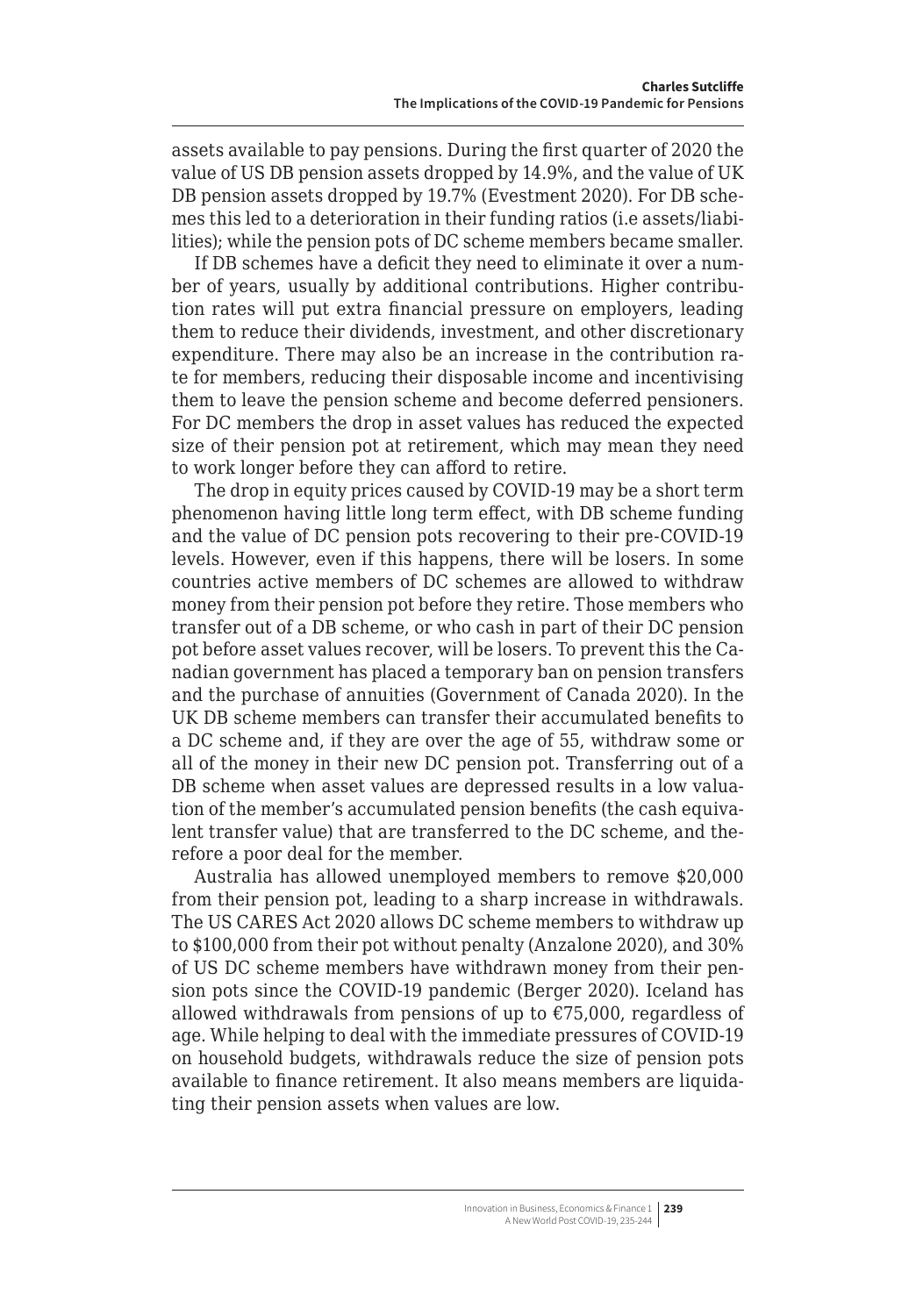assets available to pay pensions. During the first quarter of 2020 the value of US DB pension assets dropped by 14.9%, and the value of UK DB pension assets dropped by 19.7% (Evestment 2020). For DB schemes this led to a deterioration in their funding ratios (i.e assets/liabilities); while the pension pots of DC scheme members became smaller.

If DB schemes have a deficit they need to eliminate it over a number of years, usually by additional contributions. Higher contribution rates will put extra financial pressure on employers, leading them to reduce their dividends, investment, and other discretionary expenditure. There may also be an increase in the contribution rate for members, reducing their disposable income and incentivising them to leave the pension scheme and become deferred pensioners. For DC members the drop in asset values has reduced the expected size of their pension pot at retirement, which may mean they need to work longer before they can afford to retire.

The drop in equity prices caused by COVID-19 may be a short term phenomenon having little long term effect, with DB scheme funding and the value of DC pension pots recovering to their pre-COVID-19 levels. However, even if this happens, there will be losers. In some countries active members of DC schemes are allowed to withdraw money from their pension pot before they retire. Those members who transfer out of a DB scheme, or who cash in part of their DC pension pot before asset values recover, will be losers. To prevent this the Canadian government has placed a temporary ban on pension transfers and the purchase of annuities (Government of Canada 2020). In the UK DB scheme members can transfer their accumulated benefits to a DC scheme and, if they are over the age of 55, withdraw some or all of the money in their new DC pension pot. Transferring out of a DB scheme when asset values are depressed results in a low valuation of the member's accumulated pension benefits (the cash equivalent transfer value) that are transferred to the DC scheme, and therefore a poor deal for the member.

Australia has allowed unemployed members to remove $20,000 from their pension pot, leading to a sharp increase in withdrawals. The US CARES Act 2020 allows DC scheme members to withdraw up to $100,000 from their pot without penalty (Anzalone 2020), and 30% of US DC scheme members have withdrawn money from their pension pots since the COVID-19 pandemic (Berger 2020). Iceland has allowed withdrawals from pensions of up to €75,000, regardless of age. While helping to deal with the immediate pressures of COVID-19 on household budgets, withdrawals reduce the size of pension pots available to finance retirement. It also means members are liquidating their pension assets when values are low.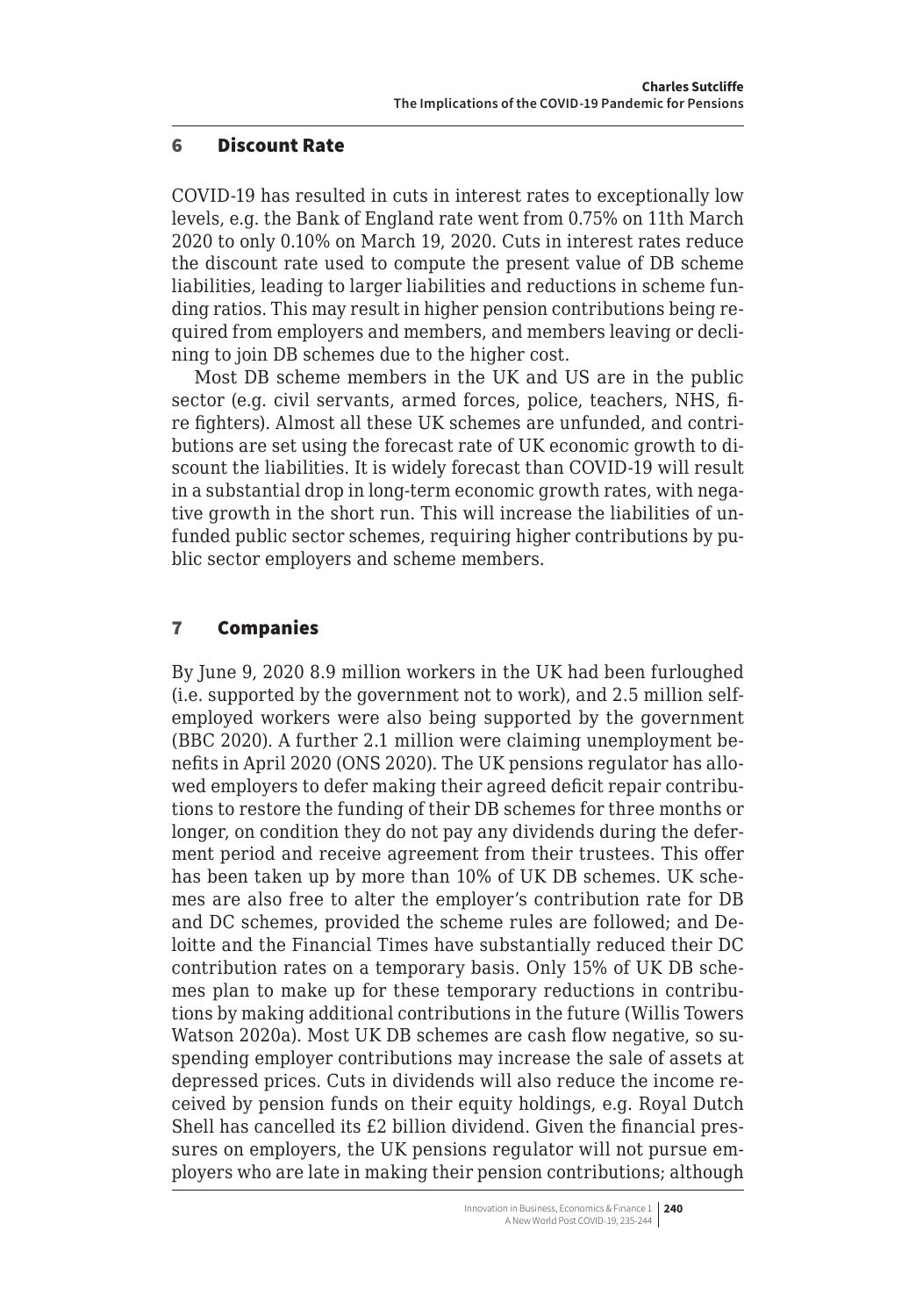## 6 Discount Rate

COVID-19 has resulted in cuts in interest rates to exceptionally low levels, e.g. the Bank of England rate went from 0.75% on 11th March 2020 to only 0.10% on March 19, 2020. Cuts in interest rates reduce the discount rate used to compute the present value of DB scheme liabilities, leading to larger liabilities and reductions in scheme funding ratios. This may result in higher pension contributions being required from employers and members, and members leaving or declining to join DB schemes due to the higher cost.

Most DB scheme members in the UK and US are in the public sector (e.g. civil servants, armed forces, police, teachers, NHS, fire fighters). Almost all these UK schemes are unfunded, and contributions are set using the forecast rate of UK economic growth to discount the liabilities. It is widely forecast than COVID-19 will result in a substantial drop in long-term economic growth rates, with negative growth in the short run. This will increase the liabilities of unfunded public sector schemes, requiring higher contributions by public sector employers and scheme members.

## 7 Companies

By June 9, 2020 8.9 million workers in the UK had been furloughed (i.e. supported by the government not to work), and 2.5 million self-employed workers were also being supported by the government (BBC 2020). A further 2.1 million were claiming unemployment benefits in April 2020 (ONS 2020). The UK pensions regulator has allowed employers to defer making their agreed deficit repair contributions to restore the funding of their DB schemes for three months or longer, on condition they do not pay any dividends during the deferment period and receive agreement from their trustees. This offer has been taken up by more than 10% of UK DB schemes. UK schemes are also free to alter the employer's contribution rate for DB and DC schemes, provided the scheme rules are followed; and Deloitte and the Financial Times have substantially reduced their DC contribution rates on a temporary basis. Only 15% of UK DB schemes plan to make up for these temporary reductions in contributions by making additional contributions in the future (Willis Towers Watson 2020a). Most UK DB schemes are cash flow negative, so suspending employer contributions may increase the sale of assets at depressed prices. Cuts in dividends will also reduce the income received by pension funds on their equity holdings, e.g. Royal Dutch Shell has cancelled its £2 billion dividend. Given the financial pressures on employers, the UK pensions regulator will not pursue employers who are late in making their pension contributions; although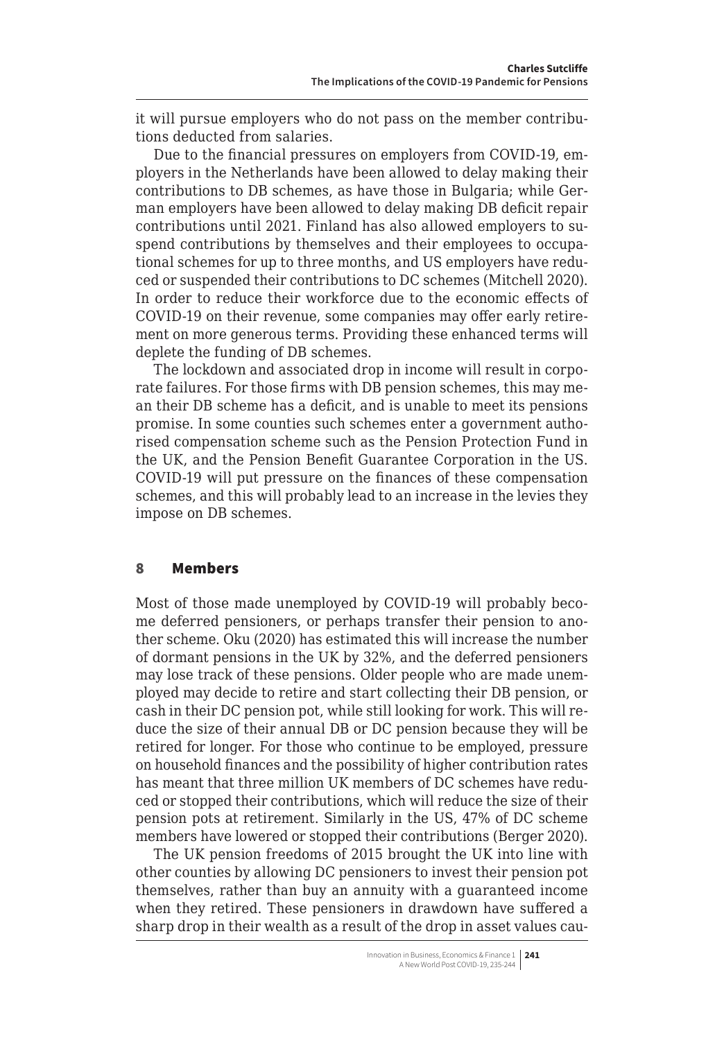it will pursue employers who do not pass on the member contributions deducted from salaries.

Due to the financial pressures on employers from COVID-19, employers in the Netherlands have been allowed to delay making their contributions to DB schemes, as have those in Bulgaria; while German employers have been allowed to delay making DB deficit repair contributions until 2021. Finland has also allowed employers to suspend contributions by themselves and their employees to occupational schemes for up to three months, and US employers have reduced or suspended their contributions to DC schemes (Mitchell 2020). In order to reduce their workforce due to the economic effects of COVID-19 on their revenue, some companies may offer early retirement on more generous terms. Providing these enhanced terms will deplete the funding of DB schemes.

The lockdown and associated drop in income will result in corporate failures. For those firms with DB pension schemes, this may mean their DB scheme has a deficit, and is unable to meet its pensions promise. In some counties such schemes enter a government authorised compensation scheme such as the Pension Protection Fund in the UK, and the Pension Benefit Guarantee Corporation in the US. COVID-19 will put pressure on the finances of these compensation schemes, and this will probably lead to an increase in the levies they impose on DB schemes.

## 8 Members

Most of those made unemployed by COVID-19 will probably become deferred pensioners, or perhaps transfer their pension to another scheme. Oku (2020) has estimated this will increase the number of dormant pensions in the UK by 32%, and the deferred pensioners may lose track of these pensions. Older people who are made unemployed may decide to retire and start collecting their DB pension, or cash in their DC pension pot, while still looking for work. This will reduce the size of their annual DB or DC pension because they will be retired for longer. For those who continue to be employed, pressure on household finances and the possibility of higher contribution rates has meant that three million UK members of DC schemes have reduced or stopped their contributions, which will reduce the size of their pension pots at retirement. Similarly in the US, 47% of DC scheme members have lowered or stopped their contributions (Berger 2020).

The UK pension freedoms of 2015 brought the UK into line with other counties by allowing DC pensioners to invest their pension pot themselves, rather than buy an annuity with a guaranteed income when they retired. These pensioners in drawdown have suffered a sharp drop in their wealth as a result of the drop in asset values cau-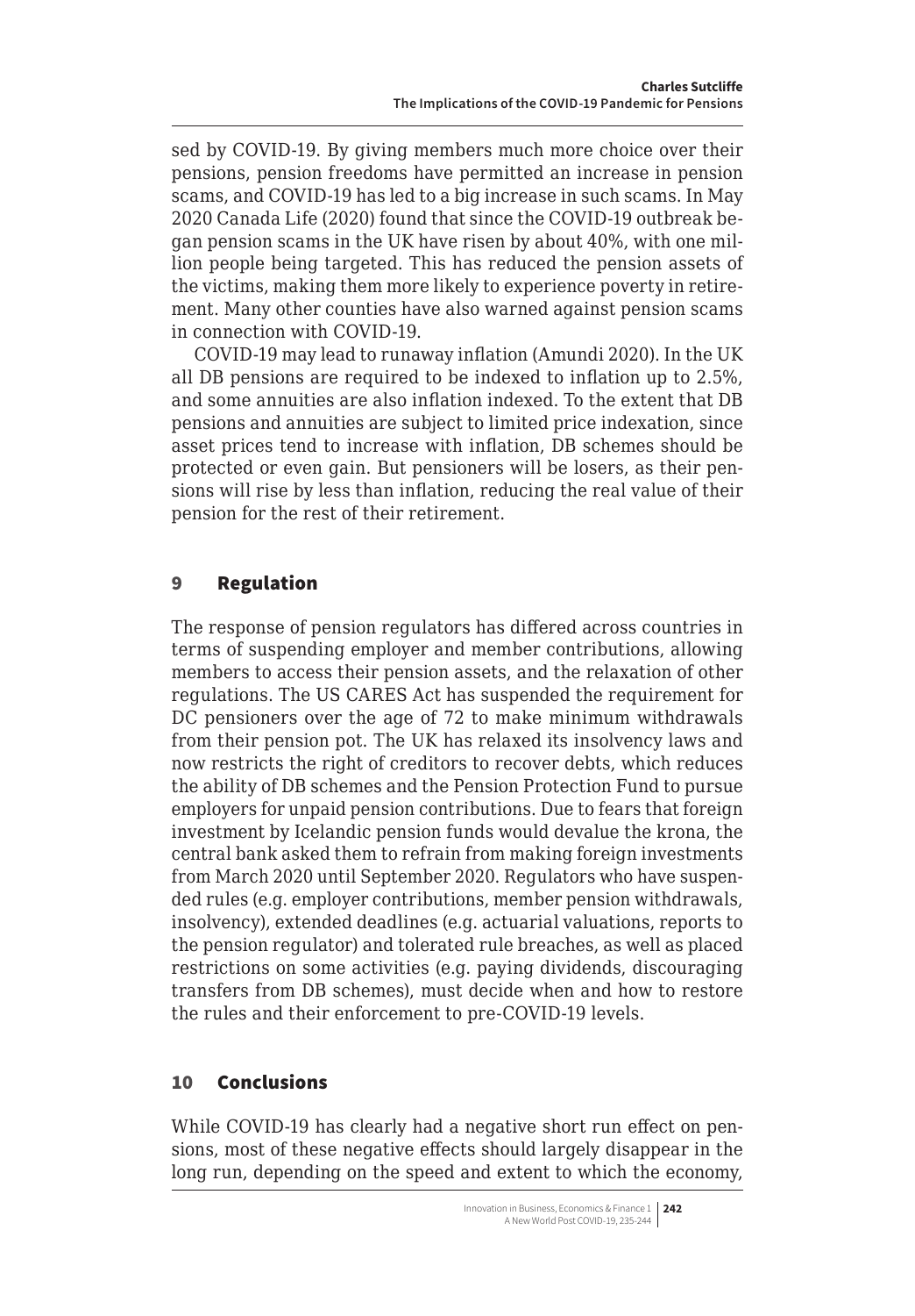sed by COVID-19. By giving members much more choice over their pensions, pension freedoms have permitted an increase in pension scams, and COVID-19 has led to a big increase in such scams. In May 2020 Canada Life (2020) found that since the COVID-19 outbreak began pension scams in the UK have risen by about 40%, with one million people being targeted. This has reduced the pension assets of the victims, making them more likely to experience poverty in retirement. Many other counties have also warned against pension scams in connection with COVID-19.

COVID-19 may lead to runaway inflation (Amundi 2020). In the UK all DB pensions are required to be indexed to inflation up to 2.5%, and some annuities are also inflation indexed. To the extent that DB pensions and annuities are subject to limited price indexation, since asset prices tend to increase with inflation, DB schemes should be protected or even gain. But pensioners will be losers, as their pensions will rise by less than inflation, reducing the real value of their pension for the rest of their retirement.

## 9 Regulation

The response of pension regulators has differed across countries in terms of suspending employer and member contributions, allowing members to access their pension assets, and the relaxation of other regulations. The US CARES Act has suspended the requirement for DC pensioners over the age of 72 to make minimum withdrawals from their pension pot. The UK has relaxed its insolvency laws and now restricts the right of creditors to recover debts, which reduces the ability of DB schemes and the Pension Protection Fund to pursue employers for unpaid pension contributions. Due to fears that foreign investment by Icelandic pension funds would devalue the krona, the central bank asked them to refrain from making foreign investments from March 2020 until September 2020. Regulators who have suspended rules (e.g. employer contributions, member pension withdrawals, insolvency), extended deadlines (e.g. actuarial valuations, reports to the pension regulator) and tolerated rule breaches, as well as placed restrictions on some activities (e.g. paying dividends, discouraging transfers from DB schemes), must decide when and how to restore the rules and their enforcement to pre-COVID-19 levels.

## 10 Conclusions

While COVID-19 has clearly had a negative short run effect on pensions, most of these negative effects should largely disappear in the long run, depending on the speed and extent to which the economy,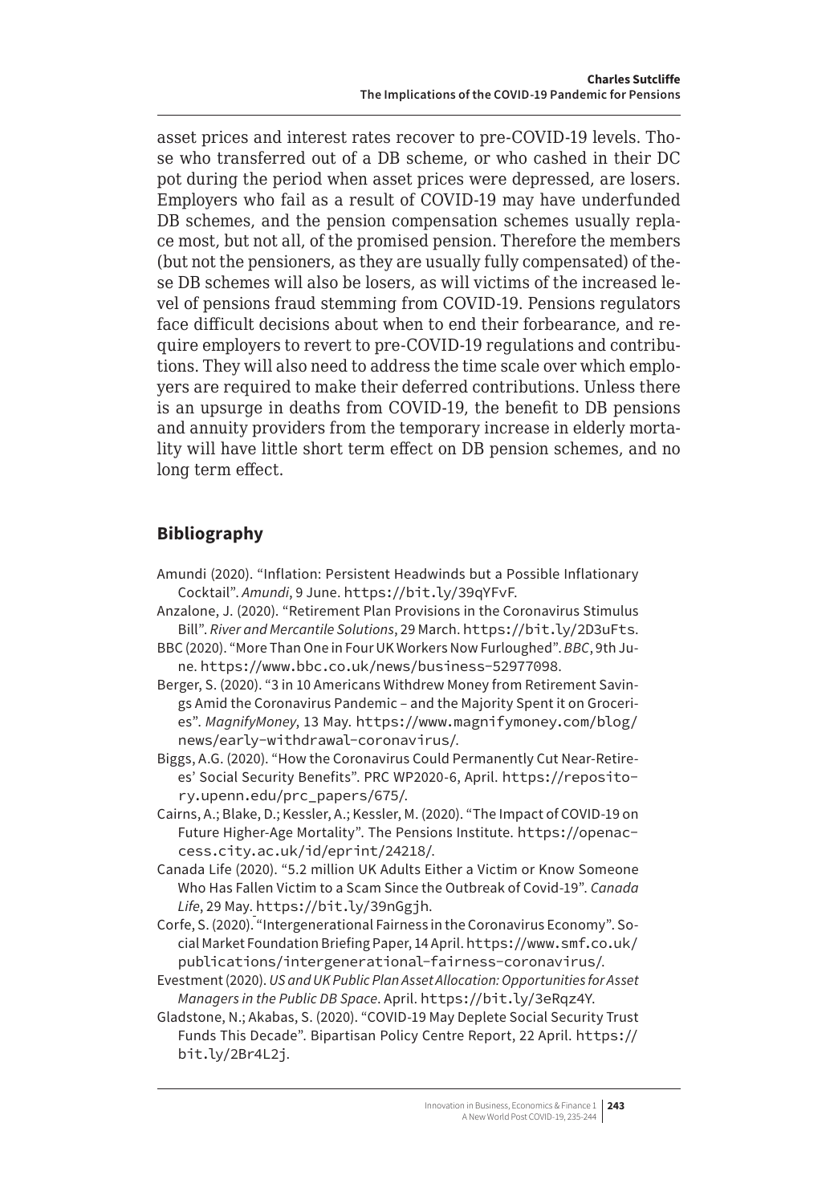asset prices and interest rates recover to pre-COVID-19 levels. Those who transferred out of a DB scheme, or who cashed in their DC pot during the period when asset prices were depressed, are losers. Employers who fail as a result of COVID-19 may have underfunded DB schemes, and the pension compensation schemes usually replace most, but not all, of the promised pension. Therefore the members (but not the pensioners, as they are usually fully compensated) of these DB schemes will also be losers, as will victims of the increased level of pensions fraud stemming from COVID-19. Pensions regulators face difficult decisions about when to end their forbearance, and require employers to revert to pre-COVID-19 regulations and contributions. They will also need to address the time scale over which employers are required to make their deferred contributions. Unless there is an upsurge in deaths from COVID-19, the benefit to DB pensions and annuity providers from the temporary increase in elderly mortality will have little short term effect on DB pension schemes, and no long term effect.

## Bibliography

Amundi (2020). "Inflation: Persistent Headwinds but a Possible Inflationary Cocktail". *Amundi*, 9 June. https://bit.ly/39qYFvF.

Anzalone, J. (2020). "Retirement Plan Provisions in the Coronavirus Stimulus Bill". *River and Mercantile Solutions*, 29 March. https://bit.ly/2D3uFts.

BBC (2020). "More Than One in Four UK Workers Now Furloughed". *BBC*, 9th June. https://www.bbc.co.uk/news/business-52977098.

Berger, S. (2020). "3 in 10 Americans Withdrew Money from Retirement Savings Amid the Coronavirus Pandemic – and the Majority Spent it on Groceries". *MagnifyMoney*, 13 May. https://www.magnifymoney.com/blog/news/early-withdrawal-coronavirus/.

Biggs, A.G. (2020). "How the Coronavirus Could Permanently Cut Near-Retirees' Social Security Benefits". PRC WP2020-6, April. https://repository.upenn.edu/prc_papers/675/.

Cairns, A.; Blake, D.; Kessler, A.; Kessler, M. (2020). "The Impact of COVID-19 on Future Higher-Age Mortality". The Pensions Institute. https://openaccess.city.ac.uk/id/eprint/24218/.

Canada Life (2020). "5.2 million UK Adults Either a Victim or Know Someone Who Has Fallen Victim to a Scam Since the Outbreak of Covid-19". *Canada Life*, 29 May. https://bit.ly/39nGgjh.

Corfe, S. (2020). "Intergenerational Fairness in the Coronavirus Economy". Social Market Foundation Briefing Paper, 14 April. https://www.smf.co.uk/publications/intergenerational-fairness-coronavirus/.

Evestment (2020). *US and UK Public Plan Asset Allocation: Opportunities for Asset Managers in the Public DB Space*. April. https://bit.ly/3eRqz4Y.

Gladstone, N.; Akabas, S. (2020). "COVID-19 May Deplete Social Security Trust Funds This Decade". Bipartisan Policy Centre Report, 22 April. https://bit.ly/2Br4L2j.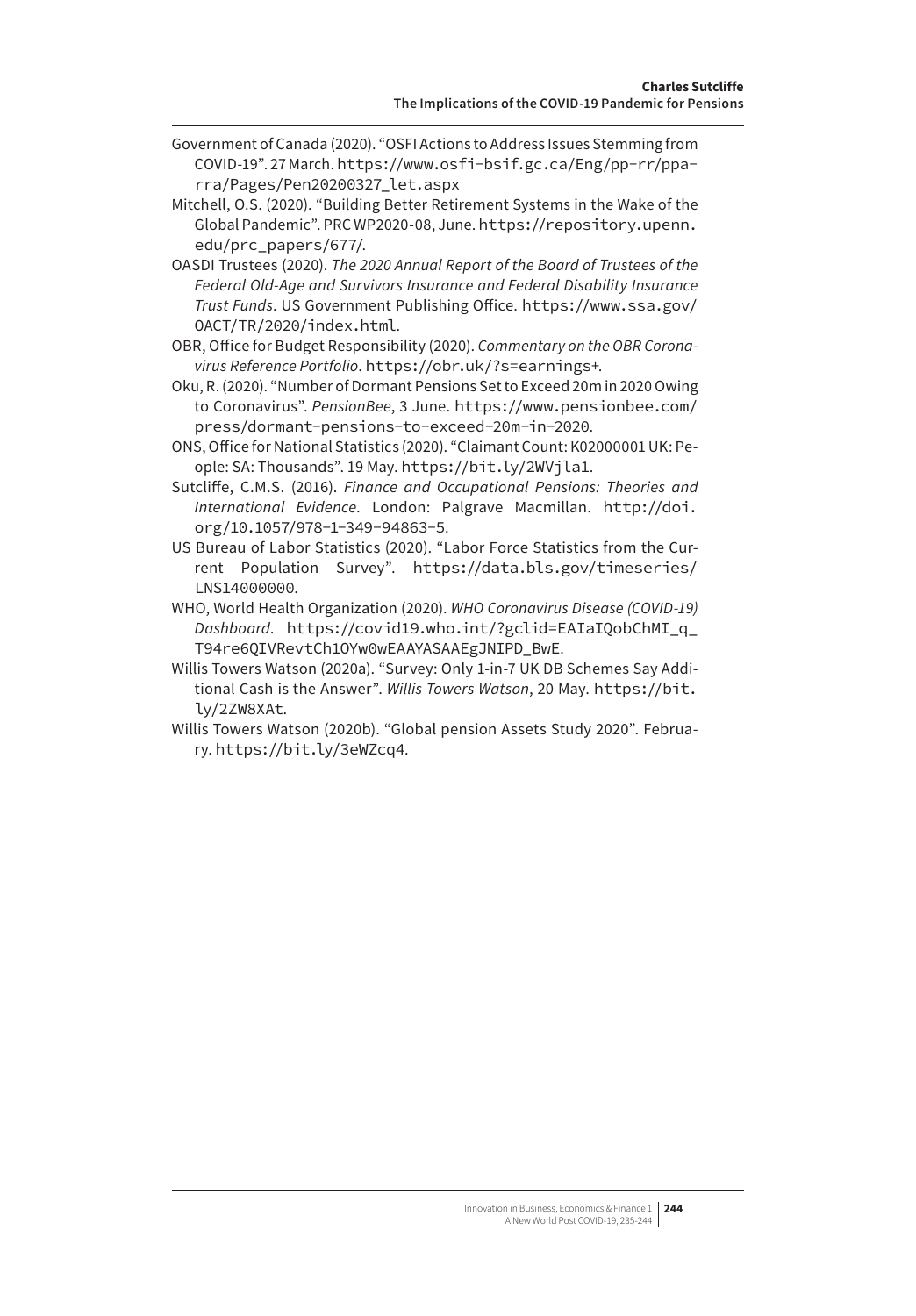Government of Canada (2020). "OSFI Actions to Address Issues Stemming from COVID-19". 27 March. https://www.osfi-bsif.gc.ca/Eng/pp-rr/ppa-rra/Pages/Pen20200327_let.aspx

Mitchell, O.S. (2020). "Building Better Retirement Systems in the Wake of the Global Pandemic". PRC WP2020-08, June. https://repository.upenn.edu/prc_papers/677/.

OASDI Trustees (2020). *The 2020 Annual Report of the Board of Trustees of the Federal Old-Age and Survivors Insurance and Federal Disability Insurance Trust Funds*. US Government Publishing Office. https://www.ssa.gov/OACT/TR/2020/index.html.

OBR, Office for Budget Responsibility (2020). *Commentary on the OBR Coronavirus Reference Portfolio*. https://obr.uk/?s=earnings+.

Oku, R. (2020). "Number of Dormant Pensions Set to Exceed 20m in 2020 Owing to Coronavirus". *PensionBee*, 3 June. https://www.pensionbee.com/press/dormant-pensions-to-exceed-20m-in-2020.

ONS, Office for National Statistics (2020). "Claimant Count: K02000001 UK: People: SA: Thousands". 19 May. https://bit.ly/2WVjla1.

Sutcliffe, C.M.S. (2016). *Finance and Occupational Pensions: Theories and International Evidence*. London: Palgrave Macmillan. http://doi.org/10.1057/978-1-349-94863-5.

US Bureau of Labor Statistics (2020). "Labor Force Statistics from the Current Population Survey". https://data.bls.gov/timeseries/LNS14000000.

WHO, World Health Organization (2020). *WHO Coronavirus Disease (COVID-19) Dashboard*. https://covid19.who.int/?gclid=EAIaIQobChMI_q_T94re6QIVRevtCh1OYw0wEAAYASAAEgJNIPD_BwE.

Willis Towers Watson (2020a). "Survey: Only 1-in-7 UK DB Schemes Say Additional Cash is the Answer". *Willis Towers Watson*, 20 May. https://bit.ly/2ZW8XAt.

Willis Towers Watson (2020b). "Global pension Assets Study 2020". February. https://bit.ly/3eWZcq4.